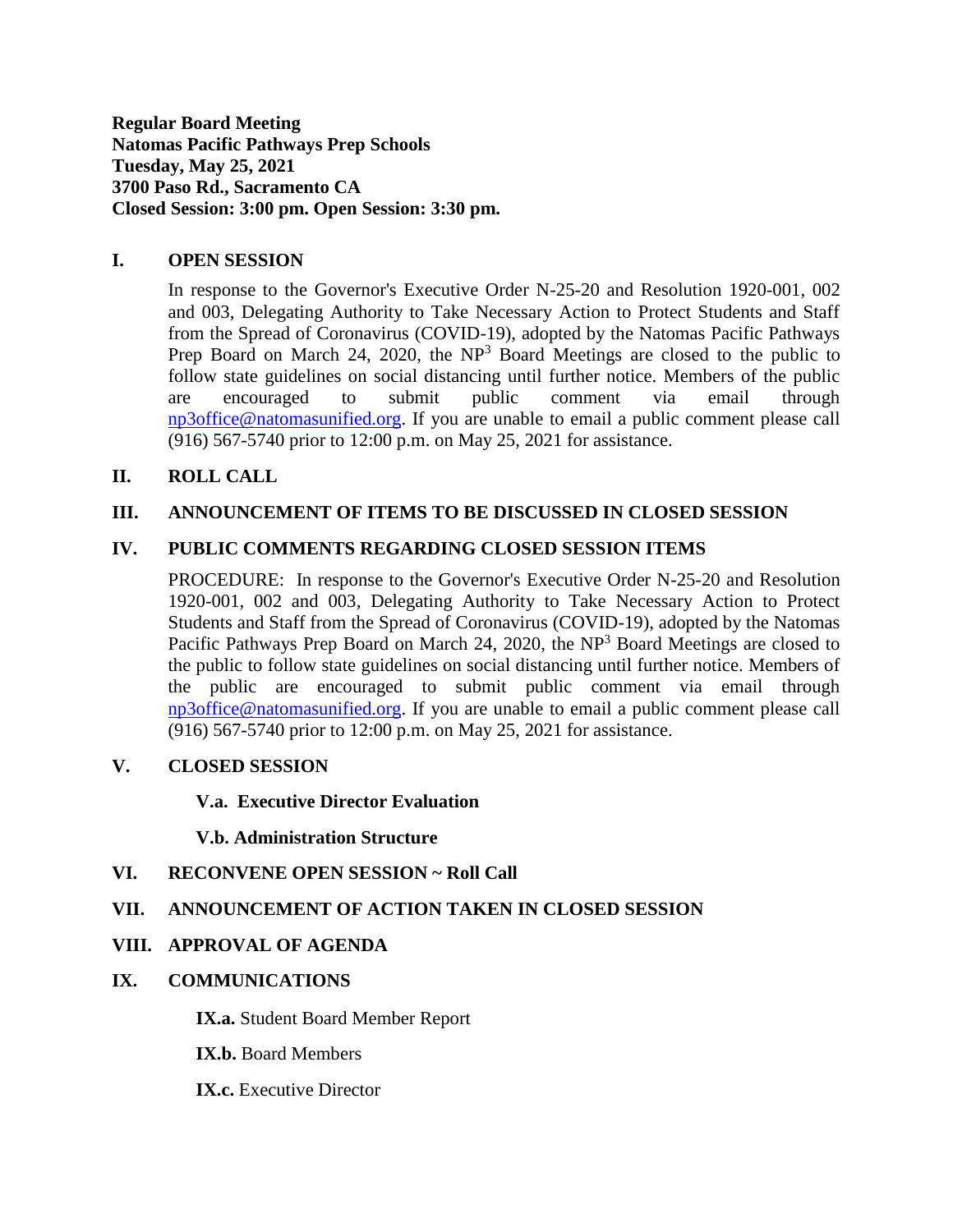**Regular Board Meeting**
**Natomas Pacific Pathways Prep Schools**
**Tuesday, May 25, 2021**
**3700 Paso Rd., Sacramento CA**
**Closed Session: 3:00 pm. Open Session: 3:30 pm.**

## I. OPEN SESSION

In response to the Governor's Executive Order N-25-20 and Resolution 1920-001, 002 and 003, Delegating Authority to Take Necessary Action to Protect Students and Staff from the Spread of Coronavirus (COVID-19), adopted by the Natomas Pacific Pathways Prep Board on March 24, 2020, the $NP^3$ Board Meetings are closed to the public to follow state guidelines on social distancing until further notice. Members of the public are encouraged to submit public comment via email through np3office@natomasunified.org. If you are unable to email a public comment please call (916) 567-5740 prior to 12:00 p.m. on May 25, 2021 for assistance.

## II. ROLL CALL

## III. ANNOUNCEMENT OF ITEMS TO BE DISCUSSED IN CLOSED SESSION

## IV. PUBLIC COMMENTS REGARDING CLOSED SESSION ITEMS

PROCEDURE: In response to the Governor's Executive Order N-25-20 and Resolution 1920-001, 002 and 003, Delegating Authority to Take Necessary Action to Protect Students and Staff from the Spread of Coronavirus (COVID-19), adopted by the Natomas Pacific Pathways Prep Board on March 24, 2020, the $NP^3$ Board Meetings are closed to the public to follow state guidelines on social distancing until further notice. Members of the public are encouraged to submit public comment via email through np3office@natomasunified.org. If you are unable to email a public comment please call (916) 567-5740 prior to 12:00 p.m. on May 25, 2021 for assistance.

## V. CLOSED SESSION

**V.a. Executive Director Evaluation**

**V.b. Administration Structure**

## VI. RECONVENE OPEN SESSION ~ Roll Call

## VII. ANNOUNCEMENT OF ACTION TAKEN IN CLOSED SESSION

## VIII. APPROVAL OF AGENDA

## IX. COMMUNICATIONS

**IX.a.** Student Board Member Report

**IX.b.** Board Members

**IX.c.** Executive Director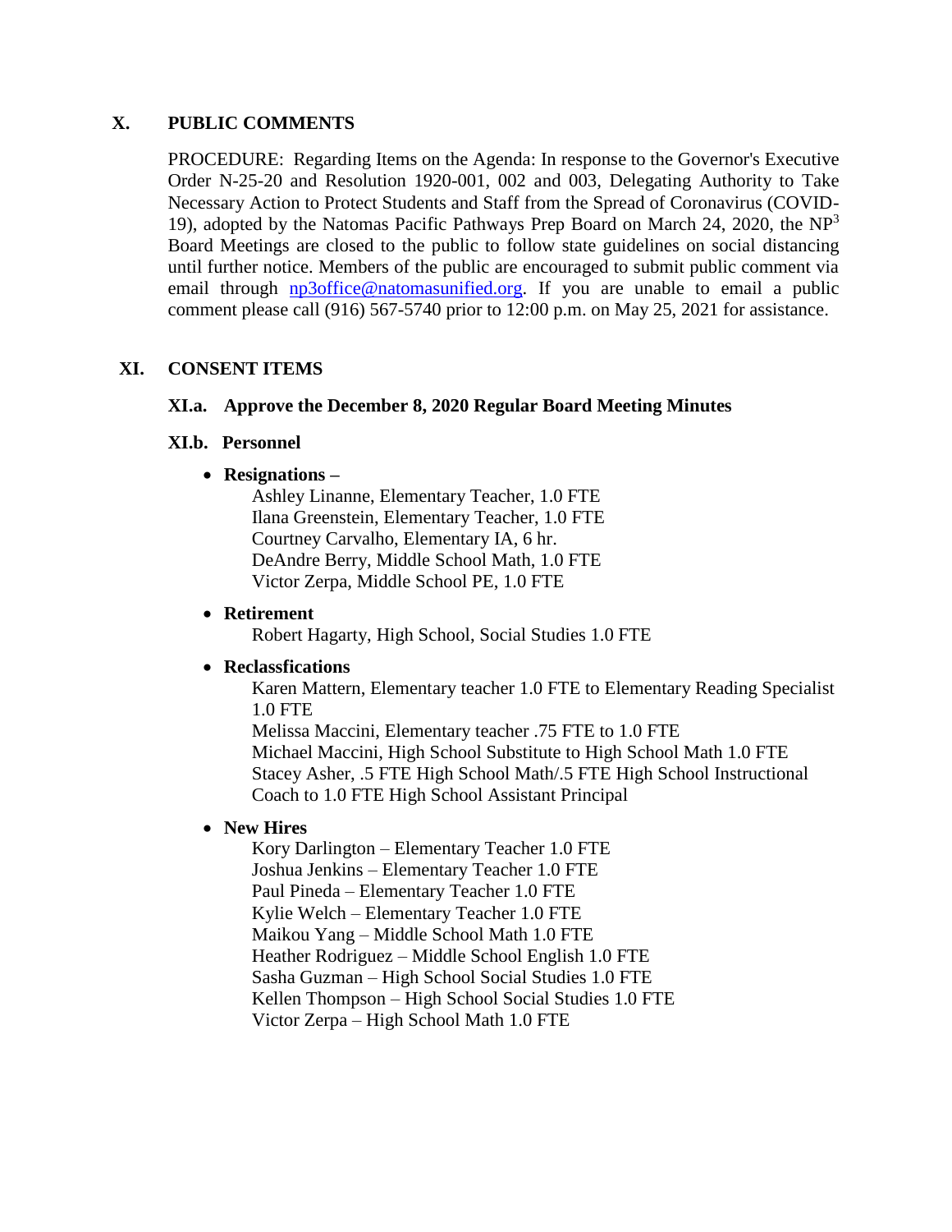## X. PUBLIC COMMENTS

PROCEDURE: Regarding Items on the Agenda: In response to the Governor's Executive Order N-25-20 and Resolution 1920-001, 002 and 003, Delegating Authority to Take Necessary Action to Protect Students and Staff from the Spread of Coronavirus (COVID-19), adopted by the Natomas Pacific Pathways Prep Board on March 24, 2020, the NP$^3$ Board Meetings are closed to the public to follow state guidelines on social distancing until further notice. Members of the public are encouraged to submit public comment via email through np3office@natomasunified.org. If you are unable to email a public comment please call (916) 567-5740 prior to 12:00 p.m. on May 25, 2021 for assistance.

## XI. CONSENT ITEMS

### XI.a. Approve the December 8, 2020 Regular Board Meeting Minutes

### XI.b. Personnel

- **Resignations –**

  Ashley Linanne, Elementary Teacher, 1.0 FTE
  Ilana Greenstein, Elementary Teacher, 1.0 FTE
  Courtney Carvalho, Elementary IA, 6 hr.
  DeAndre Berry, Middle School Math, 1.0 FTE
  Victor Zerpa, Middle School PE, 1.0 FTE

- **Retirement**

  Robert Hagarty, High School, Social Studies 1.0 FTE

- **Reclassfications**

  Karen Mattern, Elementary teacher 1.0 FTE to Elementary Reading Specialist 1.0 FTE
  Melissa Maccini, Elementary teacher .75 FTE to 1.0 FTE
  Michael Maccini, High School Substitute to High School Math 1.0 FTE
  Stacey Asher, .5 FTE High School Math/.5 FTE High School Instructional Coach to 1.0 FTE High School Assistant Principal

- **New Hires**

  Kory Darlington – Elementary Teacher 1.0 FTE
  Joshua Jenkins – Elementary Teacher 1.0 FTE
  Paul Pineda – Elementary Teacher 1.0 FTE
  Kylie Welch – Elementary Teacher 1.0 FTE
  Maikou Yang – Middle School Math 1.0 FTE
  Heather Rodriguez – Middle School English 1.0 FTE
  Sasha Guzman – High School Social Studies 1.0 FTE
  Kellen Thompson – High School Social Studies 1.0 FTE
  Victor Zerpa – High School Math 1.0 FTE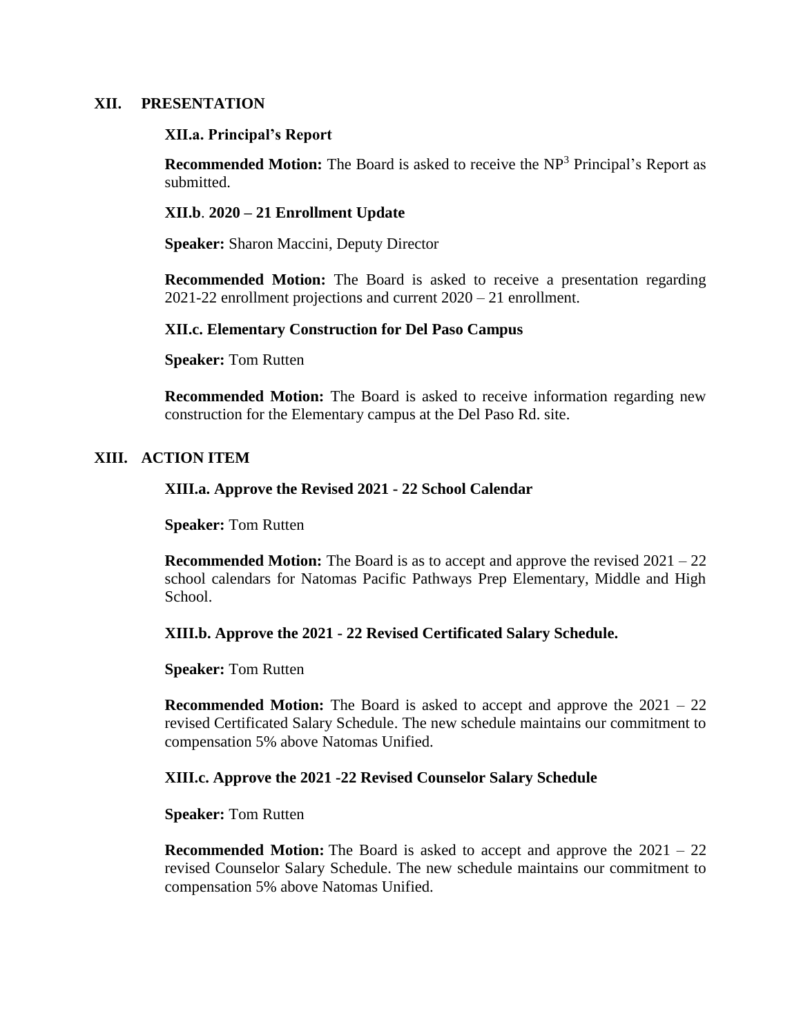## XII. PRESENTATION

### XII.a. Principal's Report

**Recommended Motion:** The Board is asked to receive the $NP^3$ Principal's Report as submitted.

### XII.b. 2020 – 21 Enrollment Update

**Speaker:** Sharon Maccini, Deputy Director

**Recommended Motion:** The Board is asked to receive a presentation regarding 2021-22 enrollment projections and current 2020 – 21 enrollment.

### XII.c. Elementary Construction for Del Paso Campus

**Speaker:** Tom Rutten

**Recommended Motion:** The Board is asked to receive information regarding new construction for the Elementary campus at the Del Paso Rd. site.

## XIII. ACTION ITEM

### XIII.a. Approve the Revised 2021 - 22 School Calendar

**Speaker:** Tom Rutten

**Recommended Motion:** The Board is as to accept and approve the revised 2021 – 22 school calendars for Natomas Pacific Pathways Prep Elementary, Middle and High School.

### XIII.b. Approve the 2021 - 22 Revised Certificated Salary Schedule.

**Speaker:** Tom Rutten

**Recommended Motion:** The Board is asked to accept and approve the 2021 – 22 revised Certificated Salary Schedule. The new schedule maintains our commitment to compensation 5% above Natomas Unified.

### XIII.c. Approve the 2021 -22 Revised Counselor Salary Schedule

**Speaker:** Tom Rutten

**Recommended Motion:** The Board is asked to accept and approve the 2021 – 22 revised Counselor Salary Schedule. The new schedule maintains our commitment to compensation 5% above Natomas Unified.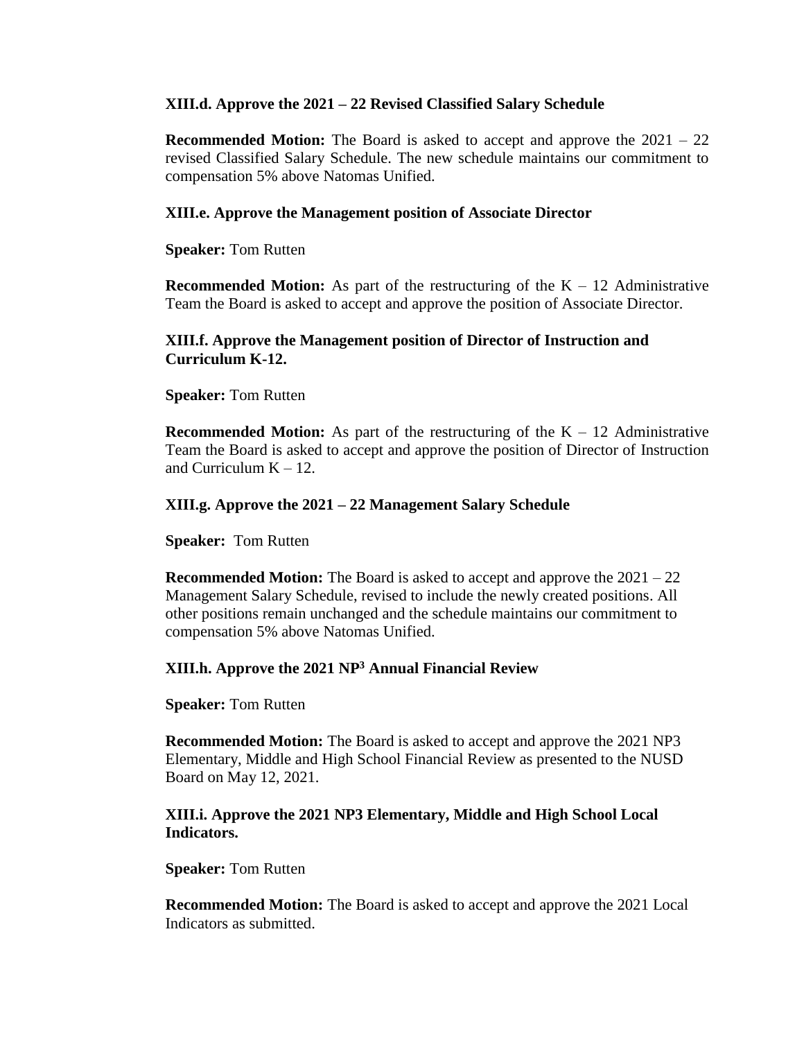**XIII.d. Approve the 2021 – 22 Revised Classified Salary Schedule**

**Recommended Motion:** The Board is asked to accept and approve the 2021 – 22 revised Classified Salary Schedule. The new schedule maintains our commitment to compensation 5% above Natomas Unified.

**XIII.e. Approve the Management position of Associate Director**

**Speaker:** Tom Rutten

**Recommended Motion:** As part of the restructuring of the K – 12 Administrative Team the Board is asked to accept and approve the position of Associate Director.

**XIII.f. Approve the Management position of Director of Instruction and Curriculum K-12.**

**Speaker:** Tom Rutten

**Recommended Motion:** As part of the restructuring of the K – 12 Administrative Team the Board is asked to accept and approve the position of Director of Instruction and Curriculum K – 12.

**XIII.g. Approve the 2021 – 22 Management Salary Schedule**

**Speaker:** Tom Rutten

**Recommended Motion:** The Board is asked to accept and approve the 2021 – 22 Management Salary Schedule, revised to include the newly created positions. All other positions remain unchanged and the schedule maintains our commitment to compensation 5% above Natomas Unified.

**XIII.h. Approve the 2021 NP$^3$ Annual Financial Review**

**Speaker:** Tom Rutten

**Recommended Motion:** The Board is asked to accept and approve the 2021 NP3 Elementary, Middle and High School Financial Review as presented to the NUSD Board on May 12, 2021.

**XIII.i. Approve the 2021 NP3 Elementary, Middle and High School Local Indicators.**

**Speaker:** Tom Rutten

**Recommended Motion:** The Board is asked to accept and approve the 2021 Local Indicators as submitted.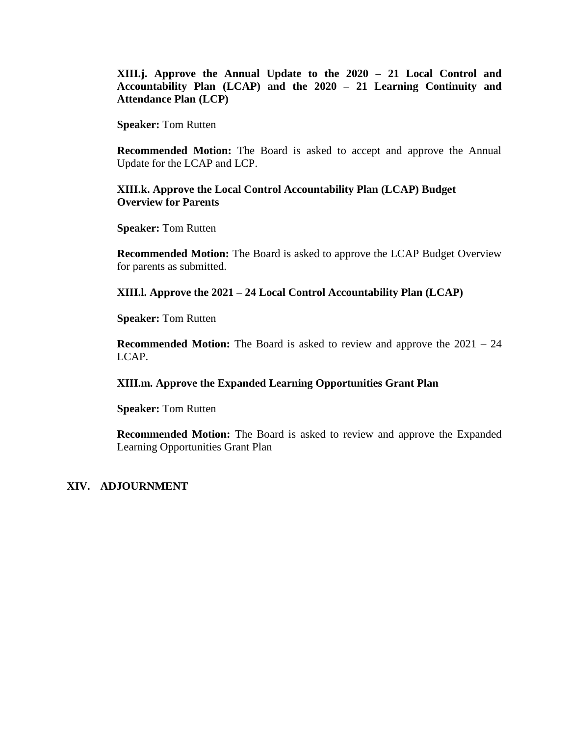**XIII.j. Approve the Annual Update to the 2020 – 21 Local Control and Accountability Plan (LCAP) and the 2020 – 21 Learning Continuity and Attendance Plan (LCP)**

**Speaker:** Tom Rutten

**Recommended Motion:** The Board is asked to accept and approve the Annual Update for the LCAP and LCP.

**XIII.k. Approve the Local Control Accountability Plan (LCAP) Budget Overview for Parents**

**Speaker:** Tom Rutten

**Recommended Motion:** The Board is asked to approve the LCAP Budget Overview for parents as submitted.

**XIII.l. Approve the 2021 – 24 Local Control Accountability Plan (LCAP)**

**Speaker:** Tom Rutten

**Recommended Motion:** The Board is asked to review and approve the 2021 – 24 LCAP.

**XIII.m. Approve the Expanded Learning Opportunities Grant Plan**

**Speaker:** Tom Rutten

**Recommended Motion:** The Board is asked to review and approve the Expanded Learning Opportunities Grant Plan

## XIV. ADJOURNMENT